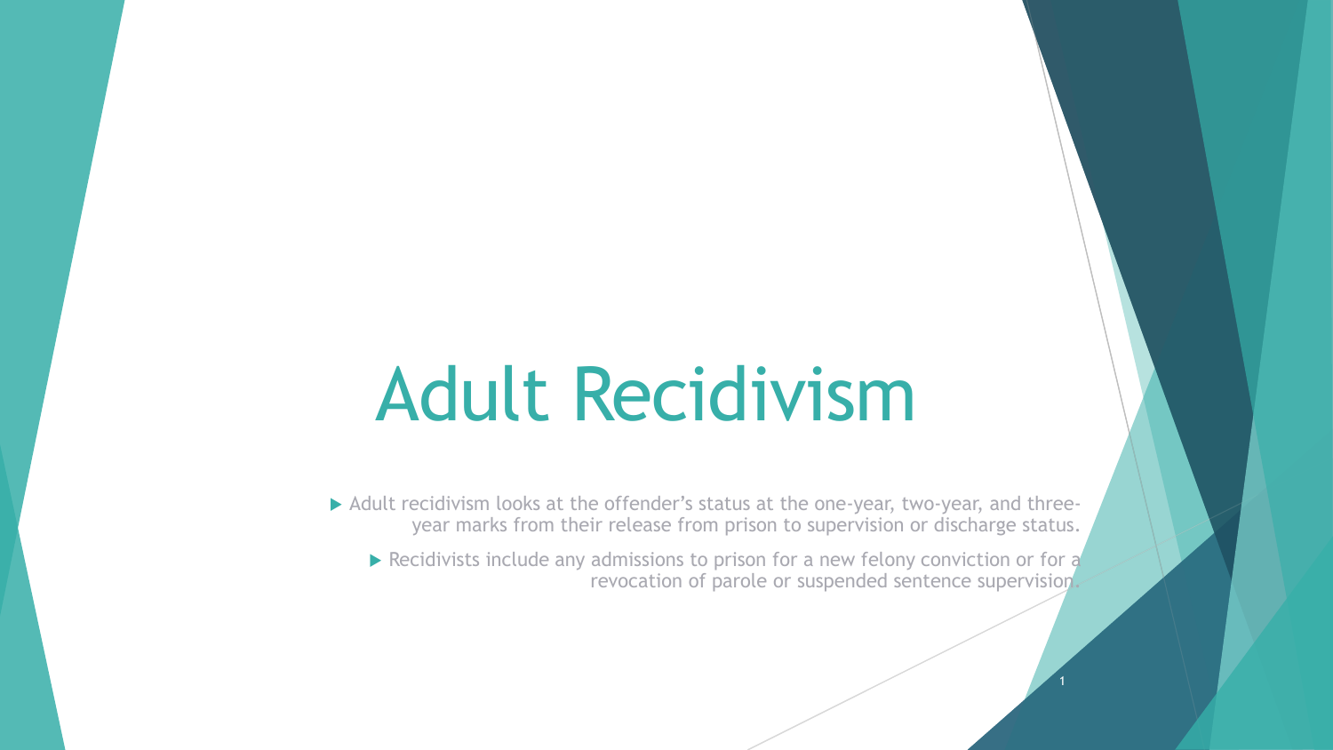# Adult Recidivism

- Adult recidivism looks at the offender's status at the one-year, two-year, and three-year marks from their release from prison to supervision or discharge status.
  - Recidivists include any admissions to prison for a new felony conviction or for a revocation of parole or suspended sentence supervision.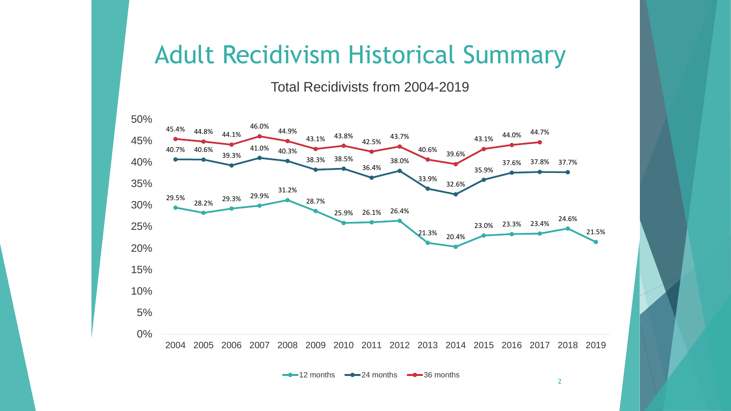# Adult Recidivism Historical Summary

Total Recidivists from 2004-2019

| Year | 12 months | 24 months | 36 months |
|---|---|---|---|
| 2004 | 29.5% | 40.7% | 45.4% |
| 2005 | 28.2% | 40.6% | 44.8% |
| 2006 | 29.3% | 39.3% | 44.1% |
| 2007 | 29.9% | 41.0% | 46.0% |
| 2008 | 31.2% | 40.3% | 44.9% |
| 2009 | 28.7% | 38.3% | 43.1% |
| 2010 | 25.9% | 38.5% | 43.8% |
| 2011 | 26.1% | 36.4% | 42.5% |
| 2012 | 26.4% | 38.0% | 43.7% |
| 2013 | 21.3% | 33.9% | 40.6% |
| 2014 | 20.4% | 32.6% | 39.6% |
| 2015 | 23.0% | 35.9% | 43.1% |
| 2016 | 23.3% | 37.6% | 44.0% |
| 2017 | 23.4% | 37.8% | 44.7% |
| 2018 | 24.6% | 37.7% | |
| 2019 | 21.5% | | |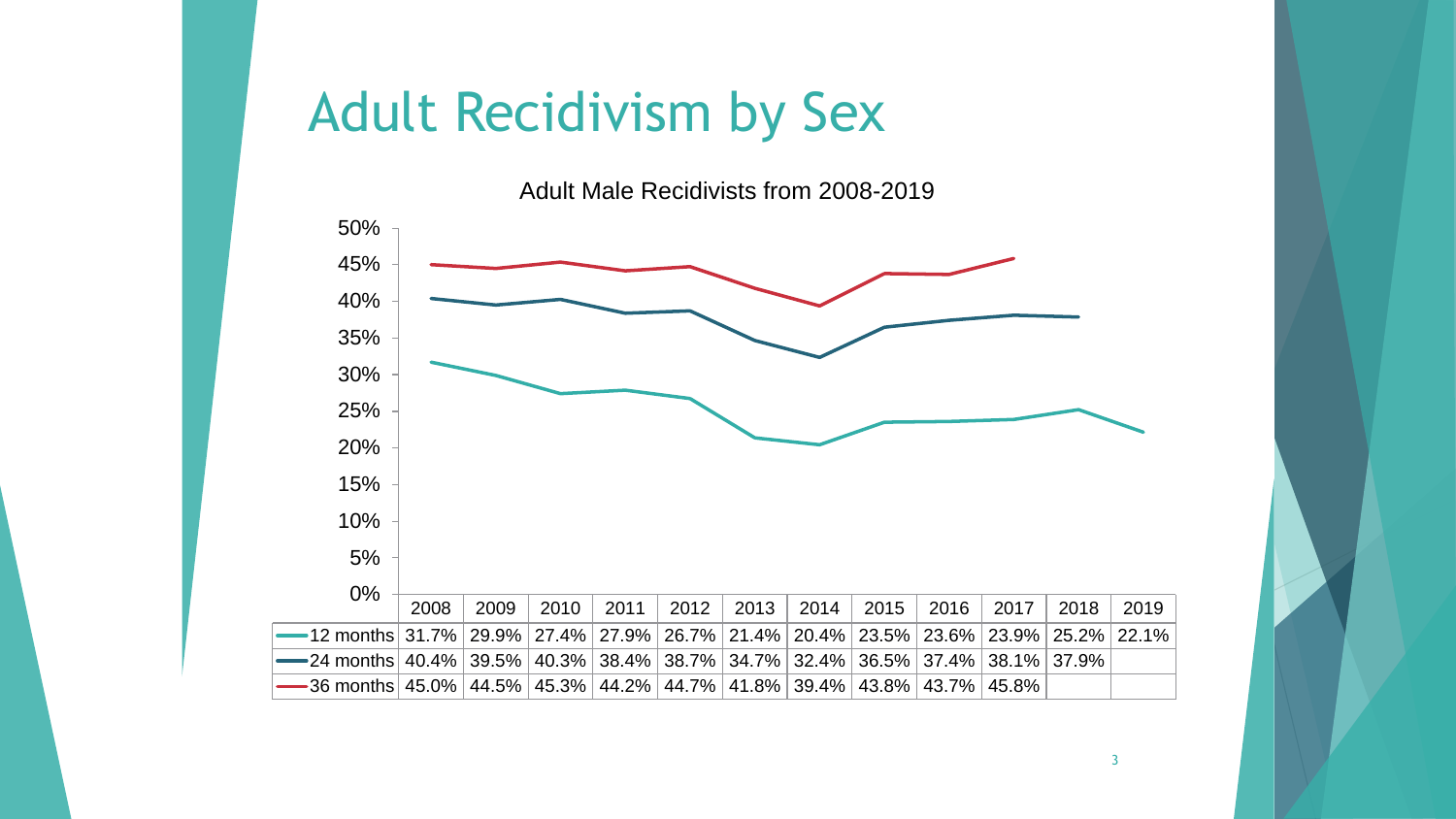# Adult Recidivism by Sex

Adult Male Recidivists from 2008-2019

| | 2008 | 2009 | 2010 | 2011 | 2012 | 2013 | 2014 | 2015 | 2016 | 2017 | 2018 | 2019 |
|---|---|---|---|---|---|---|---|---|---|---|---|---|
| 12 months | 31.7% | 29.9% | 27.4% | 27.9% | 26.7% | 21.4% | 20.4% | 23.5% | 23.6% | 23.9% | 25.2% | 22.1% |
| 24 months | 40.4% | 39.5% | 40.3% | 38.4% | 38.7% | 34.7% | 32.4% | 36.5% | 37.4% | 38.1% | 37.9% | |
| 36 months | 45.0% | 44.5% | 45.3% | 44.2% | 44.7% | 41.8% | 39.4% | 43.8% | 43.7% | 45.8% | | |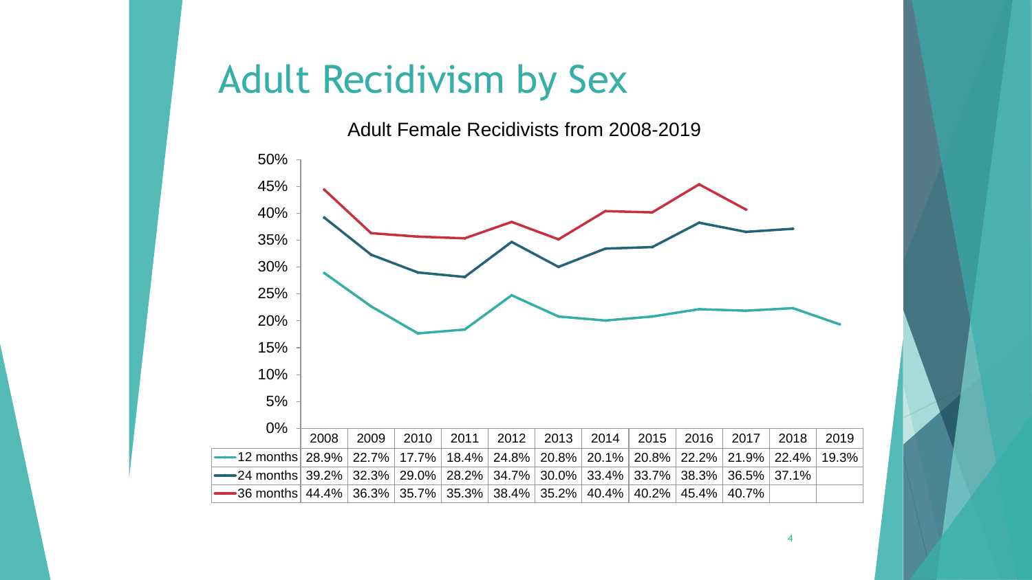# Adult Recidivism by Sex

Adult Female Recidivists from 2008-2019

50%
45%
40%
35%
30%
25%
20%
15%
10%
5%
0%

| | 2008 | 2009 | 2010 | 2011 | 2012 | 2013 | 2014 | 2015 | 2016 | 2017 | 2018 | 2019 |
|---|---|---|---|---|---|---|---|---|---|---|---|---|
| 12 months | 28.9% | 22.7% | 17.7% | 18.4% | 24.8% | 20.8% | 20.1% | 20.8% | 22.2% | 21.9% | 22.4% | 19.3% |
| 24 months | 39.2% | 32.3% | 29.0% | 28.2% | 34.7% | 30.0% | 33.4% | 33.7% | 38.3% | 36.5% | 37.1% | |
| 36 months | 44.4% | 36.3% | 35.7% | 35.3% | 38.4% | 35.2% | 40.4% | 40.2% | 45.4% | 40.7% | | |